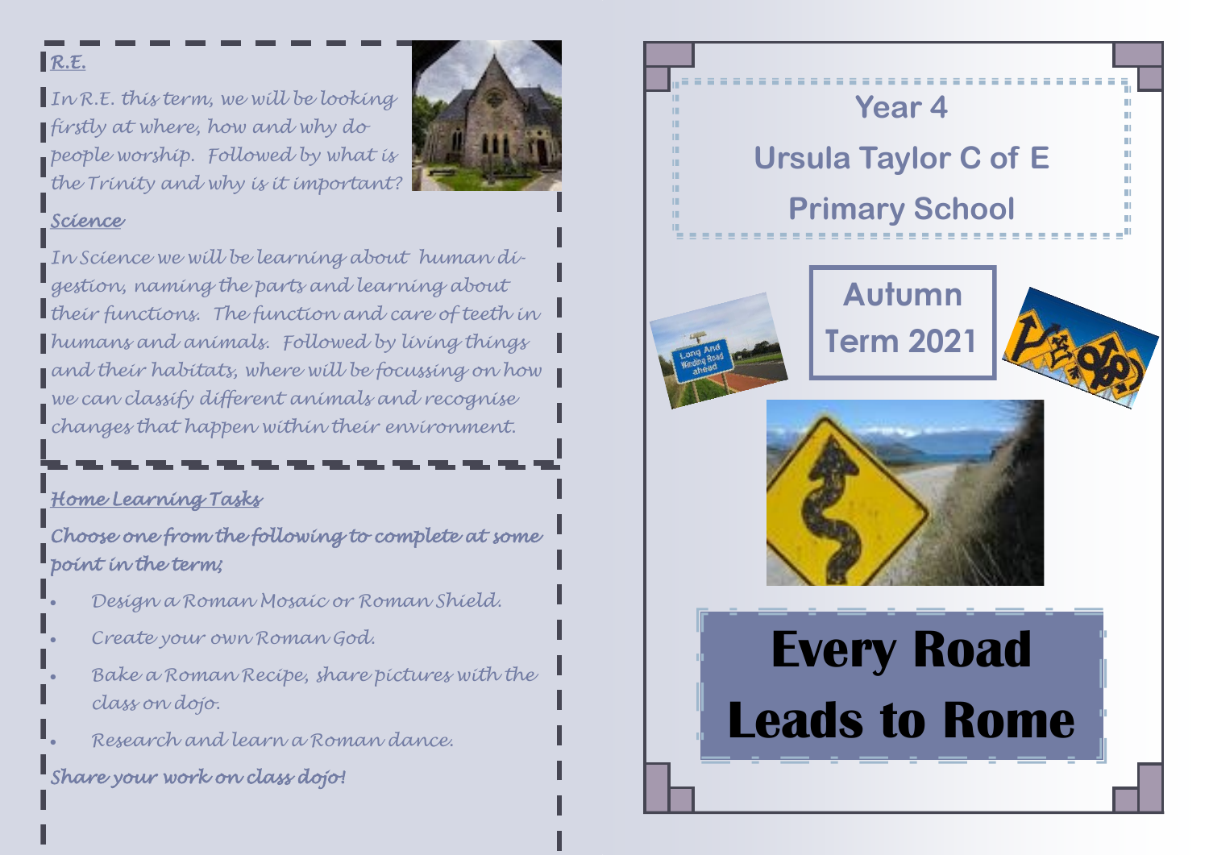## R.E.

In R.E. this term, we will be looking firstly at where, how and why do people worship. Followed by what is the Trinity and why is it important?

## Science

In Science we will be learning about human digestion, naming the parts and learning about their functions. The function and care of teeth in humans and animals. Followed by living things and their habitats, where will be focussing on how we can classify different animals and recognise changes that happen within their environment.

## Home Learning Tasks

***Choose one from the following to complete at some point in the term;***

- Design a Roman Mosaic or Roman Shield.
- Create your own Roman God.
- Bake a Roman Recipe, share pictures with the class on dojo.
- Research and learn a Roman dance.

***Share your work on class dojo!***

# Year 4

# Ursula Taylor C of E Primary School

## Autumn Term 2021

# Every Road Leads to Rome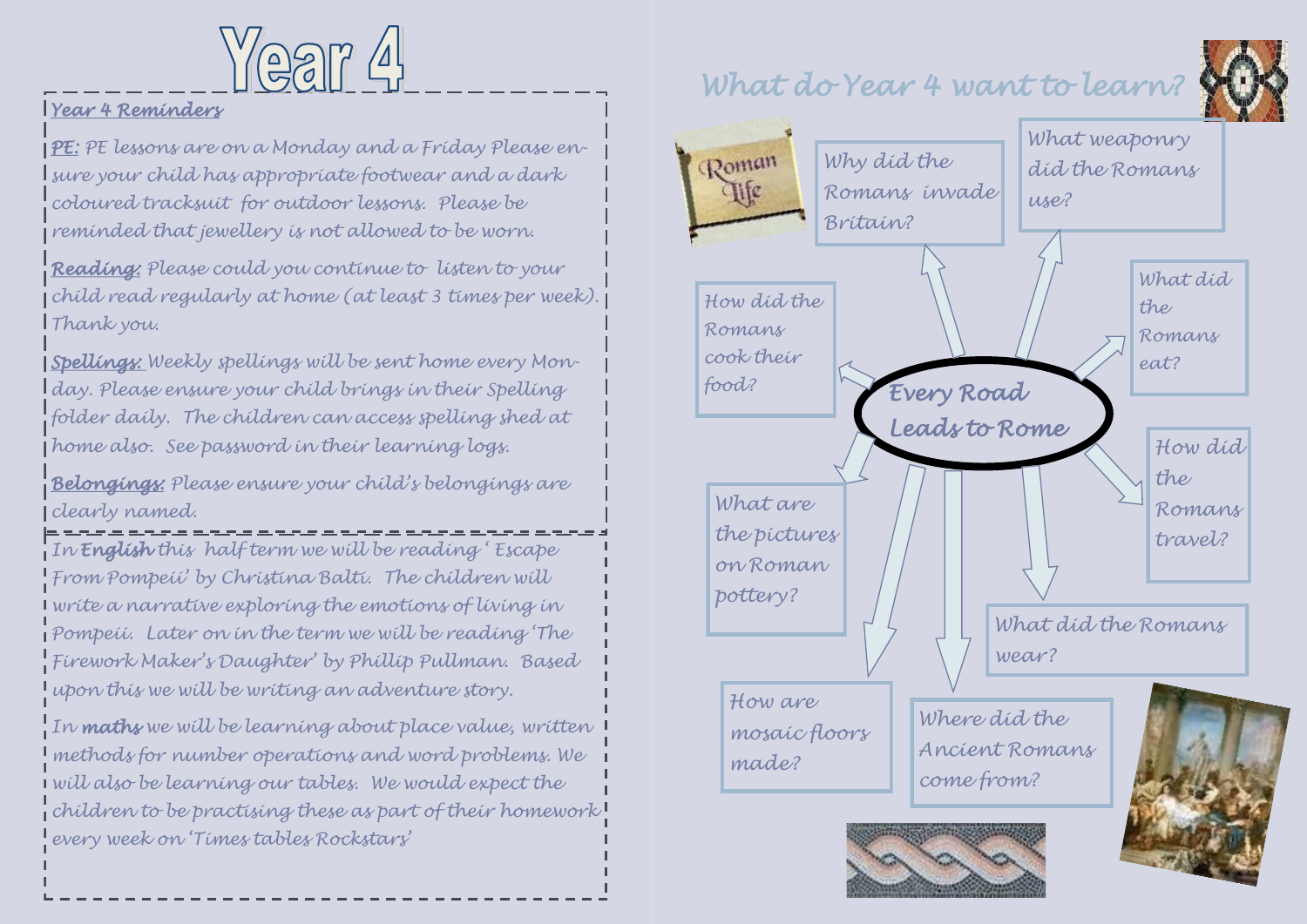# Year 4

## Year 4 Reminders

**PE:** PE lessons are on a Monday and a Friday Please ensure your child has appropriate footwear and a dark coloured tracksuit for outdoor lessons. Please be reminded that jewellery is not allowed to be worn.

**Reading:** Please could you continue to listen to your child read regularly at home (at least 3 times per week). Thank you.

**Spellings:** Weekly spellings will be sent home every Monday. Please ensure your child brings in their Spelling folder daily. The children can access spelling shed at home also. See password in their learning logs.

**Belongings:** Please ensure your child's belongings are clearly named.

In **English** this half term we will be reading 'Escape From Pompeii' by Christina Balti. The children will write a narrative exploring the emotions of living in Pompeii. Later on in the term we will be reading 'The Firework Maker's Daughter' by Phillip Pullman. Based upon this we will be writing an adventure story.

In **maths** we will be learning about place value, written methods for number operations and word problems. We will also be learning our tables. We would expect the children to be practising these as part of their homework every week on 'Times tables Rockstars'

## What do Year 4 want to learn?

Roman Life

**Every Road Leads to Rome**

- Why did the Romans invade Britain?
- What weaponry did the Romans use?
- What did the Romans eat?
- How did the Romans travel?
- What did the Romans wear?
- Where did the Ancient Romans come from?
- How are mosaic floors made?
- What are the pictures on Roman pottery?
- How did the Romans cook their food?